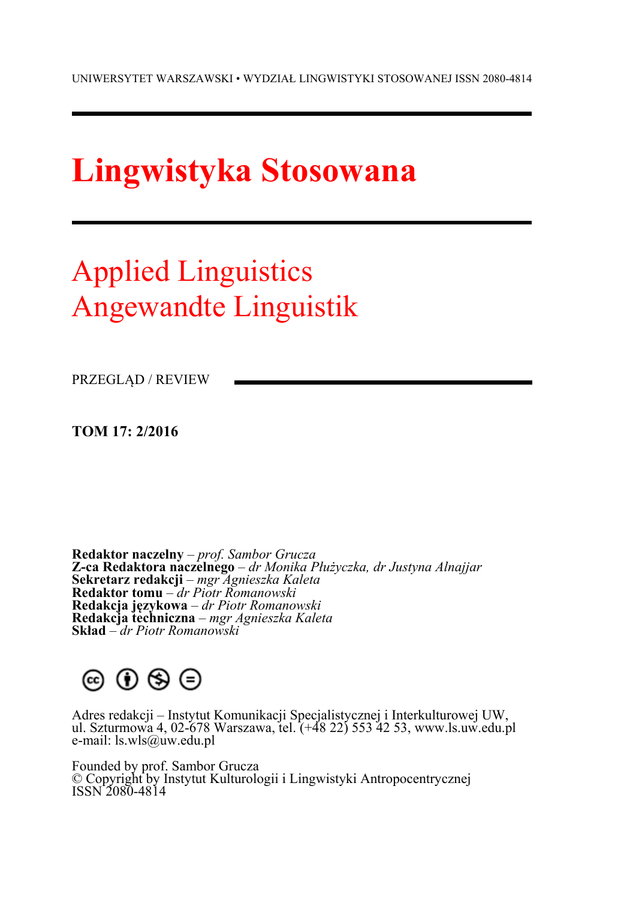UNIWERSYTET WARSZAWSKI • WYDZIAŁ LINGWISTYKI STOSOWANEJ ISSN 2080-4814

# Lingwistyka Stosowana

## Applied Linguistics
## Angewandte Linguistik

PRZEGLĄD / REVIEW

**TOM 17: 2/2016**

**Redaktor naczelny** – *prof. Sambor Grucza*
**Z-ca Redaktora naczelnego** – *dr Monika Płużyczka, dr Justyna Alnajjar*
**Sekretarz redakcji** – *mgr Agnieszka Kaleta*
**Redaktor tomu** – *dr Piotr Romanowski*
**Redakcja językowa** – *dr Piotr Romanowski*
**Redakcja techniczna** – *mgr Agnieszka Kaleta*
**Skład** – *dr Piotr Romanowski*

Adres redakcji – Instytut Komunikacji Specjalistycznej i Interkulturowej UW, ul. Szturmowa 4, 02-678 Warszawa, tel. (+48 22) 553 42 53, www.ls.uw.edu.pl
e-mail: ls.wls@uw.edu.pl

Founded by prof. Sambor Grucza
© Copyright by Instytut Kulturologii i Lingwistyki Antropocentrycznej
ISSN 2080-4814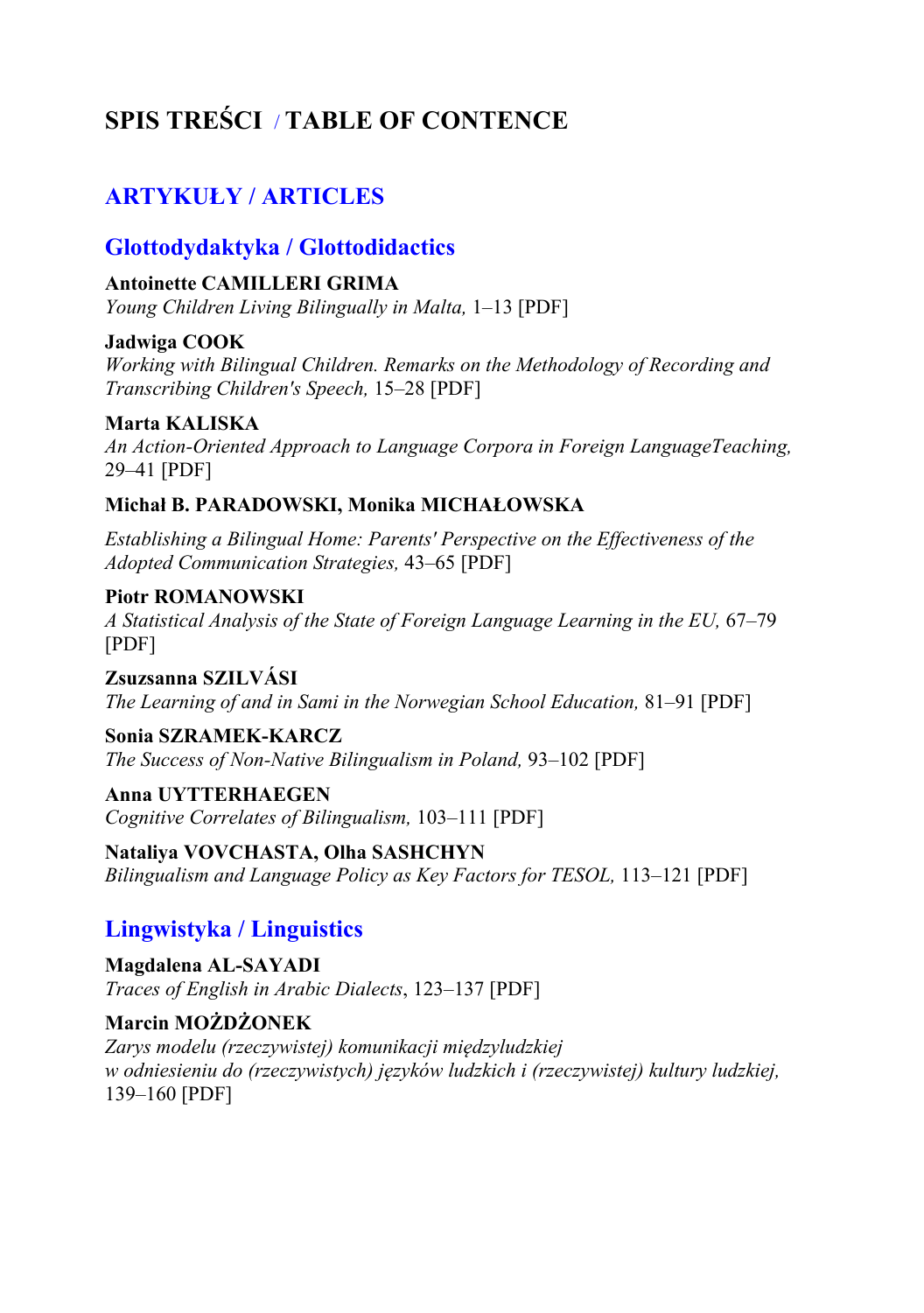# SPIS TREŚCI / TABLE OF CONTENCE

## ARTYKUŁY / ARTICLES

### Glottodydaktyka / Glottodidactics

**Antoinette CAMILLERI GRIMA**
*Young Children Living Bilingually in Malta,* 1–13 [PDF]

**Jadwiga COOK**
*Working with Bilingual Children. Remarks on the Methodology of Recording and Transcribing Children's Speech,* 15–28 [PDF]

**Marta KALISKA**
*An Action-Oriented Approach to Language Corpora in Foreign LanguageTeaching,* 29–41 [PDF]

**Michał B. PARADOWSKI, Monika MICHAŁOWSKA**

*Establishing a Bilingual Home: Parents' Perspective on the Effectiveness of the Adopted Communication Strategies,* 43–65 [PDF]

**Piotr ROMANOWSKI**
*A Statistical Analysis of the State of Foreign Language Learning in the EU,* 67–79 [PDF]

**Zsuzsanna SZILVÁSI**
*The Learning of and in Sami in the Norwegian School Education,* 81–91 [PDF]

**Sonia SZRAMEK-KARCZ**
*The Success of Non-Native Bilingualism in Poland,* 93–102 [PDF]

**Anna UYTTERHAEGEN**
*Cognitive Correlates of Bilingualism,* 103–111 [PDF]

**Nataliya VOVCHASTA, Olha SASHCHYN**
*Bilingualism and Language Policy as Key Factors for TESOL,* 113–121 [PDF]

### Lingwistyka / Linguistics

**Magdalena AL-SAYADI**
*Traces of English in Arabic Dialects*, 123–137 [PDF]

**Marcin MOŻDŻONEK**
*Zarys modelu (rzeczywistej) komunikacji międzyludzkiej w odniesieniu do (rzeczywistych) języków ludzkich i (rzeczywistej) kultury ludzkiej,* 139–160 [PDF]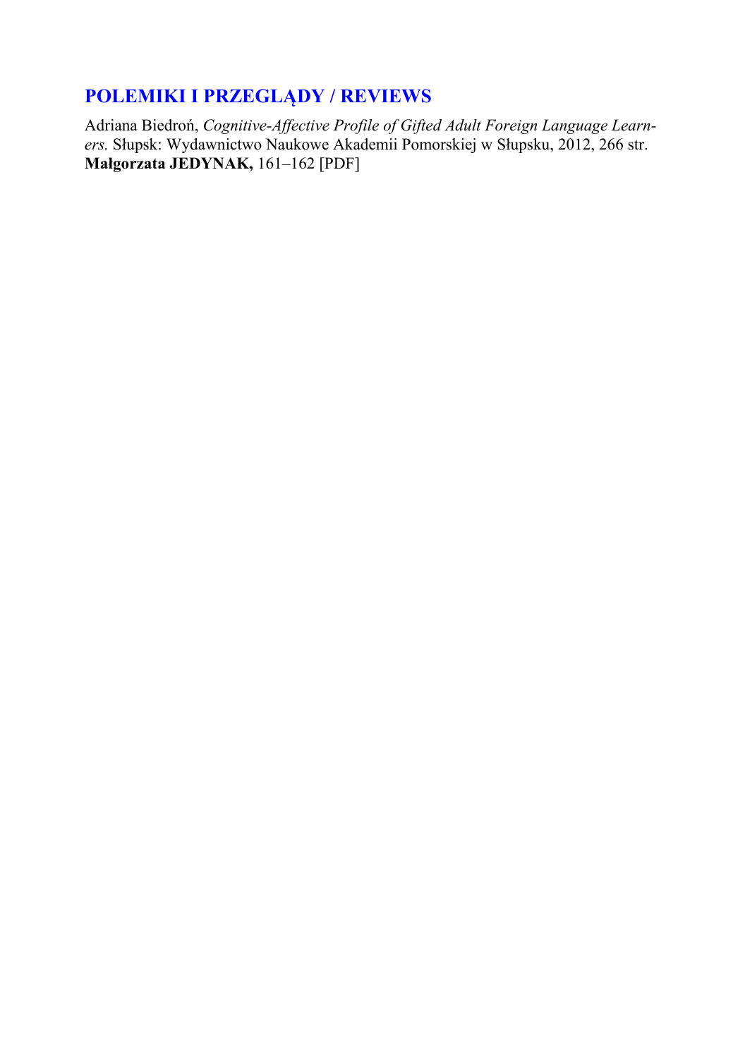## POLEMIKI I PRZEGLĄDY / REVIEWS

Adriana Biedroń, *Cognitive-Affective Profile of Gifted Adult Foreign Language Learners.* Słupsk: Wydawnictwo Naukowe Akademii Pomorskiej w Słupsku, 2012, 266 str.
**Małgorzata JEDYNAK,** 161–162 [PDF]